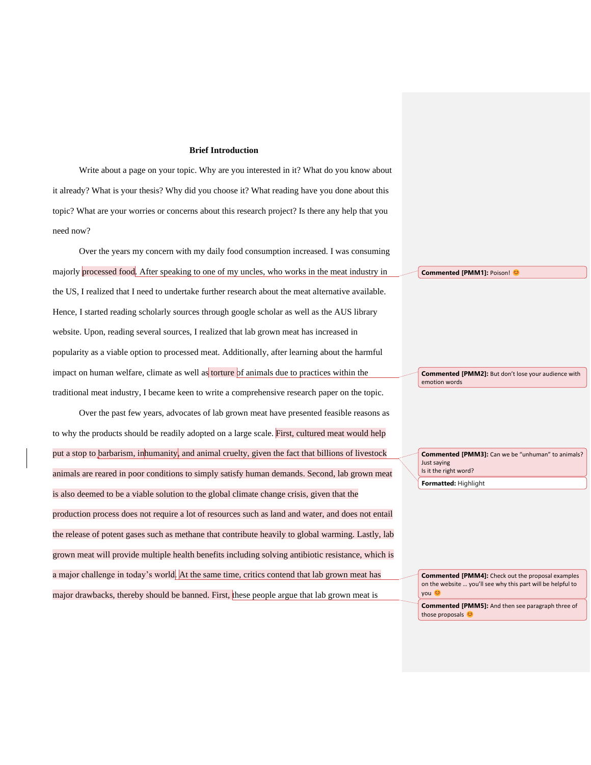**Brief Introduction**

Write about a page on your topic. Why are you interested in it? What do you know about it already? What is your thesis? Why did you choose it? What reading have you done about this topic? What are your worries or concerns about this research project? Is there any help that you need now?

Over the years my concern with my daily food consumption increased. I was consuming majorly processed food. After speaking to one of my uncles, who works in the meat industry in the US, I realized that I need to undertake further research about the meat alternative available. Hence, I started reading scholarly sources through google scholar as well as the AUS library website. Upon, reading several sources, I realized that lab grown meat has increased in popularity as a viable option to processed meat. Additionally, after learning about the harmful impact on human welfare, climate as well as torture of animals due to practices within the traditional meat industry, I became keen to write a comprehensive research paper on the topic.

Over the past few years, advocates of lab grown meat have presented feasible reasons as to why the products should be readily adopted on a large scale. First, cultured meat would help put a stop to barbarism, inhumanity, and animal cruelty, given the fact that billions of livestock animals are reared in poor conditions to simply satisfy human demands. Second, lab grown meat is also deemed to be a viable solution to the global climate change crisis, given that the production process does not require a lot of resources such as land and water, and does not entail the release of potent gases such as methane that contribute heavily to global warming. Lastly, lab grown meat will provide multiple health benefits including solving antibiotic resistance, which is a major challenge in today's world. At the same time, critics contend that lab grown meat has major drawbacks, thereby should be banned. First, these people argue that lab grown meat is

**Commented [PMM1]:** Poison! 😊

**Commented [PMM2]:** But don't lose your audience with emotion words

**Commented [PMM3]:** Can we be "unhuman" to animals? Just saying
Is it the right word?

**Formatted:** Highlight

**Commented [PMM4]:** Check out the proposal examples on the website … you'll see why this part will be helpful to you 😊

**Commented [PMM5]:** And then see paragraph three of those proposals 😊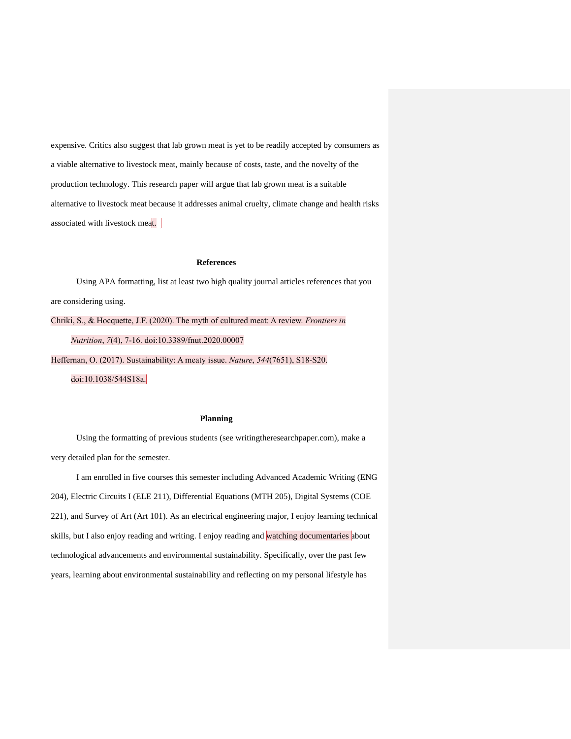expensive. Critics also suggest that lab grown meat is yet to be readily accepted by consumers as a viable alternative to livestock meat, mainly because of costs, taste, and the novelty of the production technology. This research paper will argue that lab grown meat is a suitable alternative to livestock meat because it addresses animal cruelty, climate change and health risks associated with livestock meat.

## References

Using APA formatting, list at least two high quality journal articles references that you are considering using.

Chriki, S., & Hocquette, J.F. (2020). The myth of cultured meat: A review. *Frontiers in Nutrition*, *7*(4), 7-16. doi:10.3389/fnut.2020.00007

Heffernan, O. (2017). Sustainability: A meaty issue. *Nature*, *544*(7651), S18-S20. doi:10.1038/544S18a.

## Planning

Using the formatting of previous students (see writingtheresearchpaper.com), make a very detailed plan for the semester.

I am enrolled in five courses this semester including Advanced Academic Writing (ENG 204), Electric Circuits I (ELE 211), Differential Equations (MTH 205), Digital Systems (COE 221), and Survey of Art (Art 101). As an electrical engineering major, I enjoy learning technical skills, but I also enjoy reading and writing. I enjoy reading and watching documentaries about technological advancements and environmental sustainability. Specifically, over the past few years, learning about environmental sustainability and reflecting on my personal lifestyle has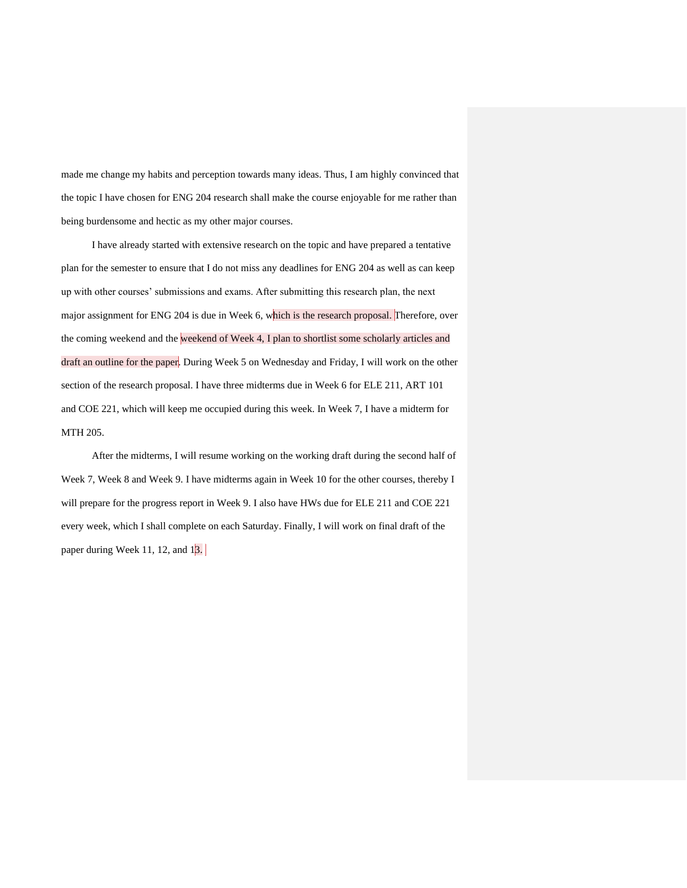made me change my habits and perception towards many ideas. Thus, I am highly convinced that the topic I have chosen for ENG 204 research shall make the course enjoyable for me rather than being burdensome and hectic as my other major courses.

I have already started with extensive research on the topic and have prepared a tentative plan for the semester to ensure that I do not miss any deadlines for ENG 204 as well as can keep up with other courses' submissions and exams. After submitting this research plan, the next major assignment for ENG 204 is due in Week 6, which is the research proposal. Therefore, over the coming weekend and the weekend of Week 4, I plan to shortlist some scholarly articles and draft an outline for the paper. During Week 5 on Wednesday and Friday, I will work on the other section of the research proposal. I have three midterms due in Week 6 for ELE 211, ART 101 and COE 221, which will keep me occupied during this week. In Week 7, I have a midterm for MTH 205.

After the midterms, I will resume working on the working draft during the second half of Week 7, Week 8 and Week 9. I have midterms again in Week 10 for the other courses, thereby I will prepare for the progress report in Week 9. I also have HWs due for ELE 211 and COE 221 every week, which I shall complete on each Saturday. Finally, I will work on final draft of the paper during Week 11, 12, and 13.